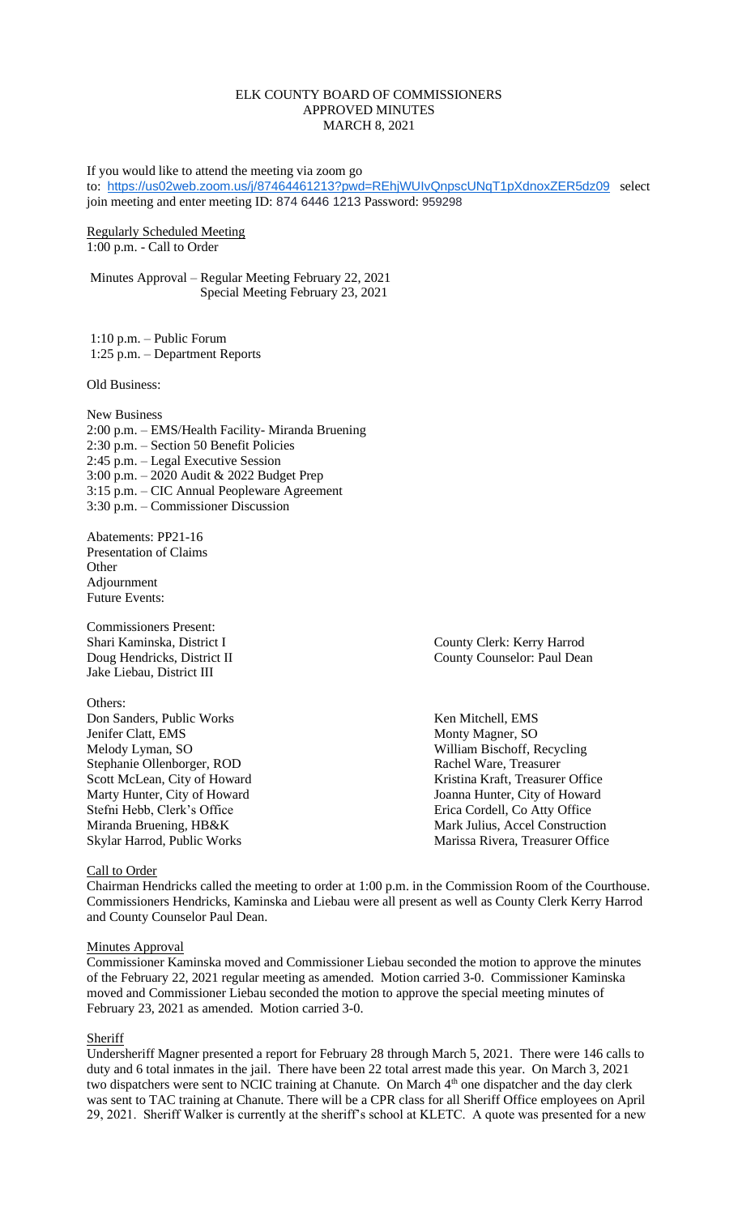# ELK COUNTY BOARD OF COMMISSIONERS
## APPROVED MINUTES
## MARCH 8, 2021

If you would like to attend the meeting via zoom go to: https://us02web.zoom.us/j/87464461213?pwd=REhjWUIvQnpscUNqT1pXdnoxZER5dz09 select join meeting and enter meeting ID: 874 6446 1213 Password: 959298

Regularly Scheduled Meeting
1:00 p.m. - Call to Order

Minutes Approval – Regular Meeting February 22, 2021
Special Meeting February 23, 2021

1:10 p.m. – Public Forum
1:25 p.m. – Department Reports

Old Business:

New Business
2:00 p.m. – EMS/Health Facility- Miranda Bruening
2:30 p.m. – Section 50 Benefit Policies
2:45 p.m. – Legal Executive Session
3:00 p.m. – 2020 Audit & 2022 Budget Prep
3:15 p.m. – CIC Annual Peopleware Agreement
3:30 p.m. – Commissioner Discussion

Abatements: PP21-16
Presentation of Claims
Other
Adjournment
Future Events:

Commissioners Present:
Shari Kaminska, District I
Doug Hendricks, District II
Jake Liebau, District III

County Clerk: Kerry Harrod
County Counselor: Paul Dean

Others:
Don Sanders, Public Works
Jenifer Clatt, EMS
Melody Lyman, SO
Stephanie Ollenborger, ROD
Scott McLean, City of Howard
Marty Hunter, City of Howard
Stefni Hebb, Clerk's Office
Miranda Bruening, HB&K
Skylar Harrod, Public Works
Ken Mitchell, EMS
Monty Magner, SO
William Bischoff, Recycling
Rachel Ware, Treasurer
Kristina Kraft, Treasurer Office
Joanna Hunter, City of Howard
Erica Cordell, Co Atty Office
Mark Julius, Accel Construction
Marissa Rivera, Treasurer Office

Call to Order
Chairman Hendricks called the meeting to order at 1:00 p.m. in the Commission Room of the Courthouse. Commissioners Hendricks, Kaminska and Liebau were all present as well as County Clerk Kerry Harrod and County Counselor Paul Dean.

Minutes Approval
Commissioner Kaminska moved and Commissioner Liebau seconded the motion to approve the minutes of the February 22, 2021 regular meeting as amended. Motion carried 3-0. Commissioner Kaminska moved and Commissioner Liebau seconded the motion to approve the special meeting minutes of February 23, 2021 as amended. Motion carried 3-0.

Sheriff
Undersheriff Magner presented a report for February 28 through March 5, 2021. There were 146 calls to duty and 6 total inmates in the jail. There have been 22 total arrest made this year. On March 3, 2021 two dispatchers were sent to NCIC training at Chanute. On March 4th one dispatcher and the day clerk was sent to TAC training at Chanute. There will be a CPR class for all Sheriff Office employees on April 29, 2021. Sheriff Walker is currently at the sheriff's school at KLETC. A quote was presented for a new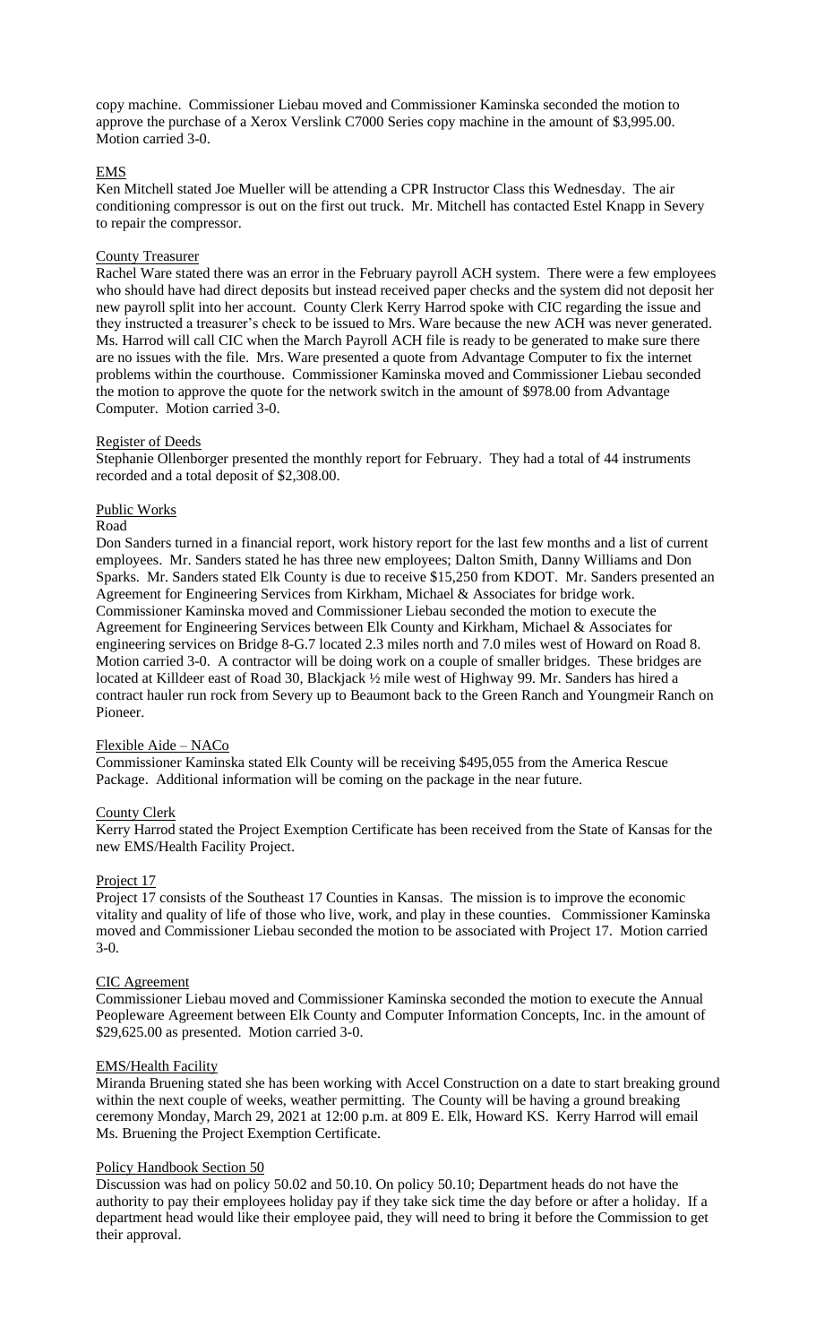copy machine. Commissioner Liebau moved and Commissioner Kaminska seconded the motion to approve the purchase of a Xerox Verslink C7000 Series copy machine in the amount of $3,995.00. Motion carried 3-0.

## EMS

Ken Mitchell stated Joe Mueller will be attending a CPR Instructor Class this Wednesday. The air conditioning compressor is out on the first out truck. Mr. Mitchell has contacted Estel Knapp in Severy to repair the compressor.

## County Treasurer

Rachel Ware stated there was an error in the February payroll ACH system. There were a few employees who should have had direct deposits but instead received paper checks and the system did not deposit her new payroll split into her account. County Clerk Kerry Harrod spoke with CIC regarding the issue and they instructed a treasurer's check to be issued to Mrs. Ware because the new ACH was never generated. Ms. Harrod will call CIC when the March Payroll ACH file is ready to be generated to make sure there are no issues with the file. Mrs. Ware presented a quote from Advantage Computer to fix the internet problems within the courthouse. Commissioner Kaminska moved and Commissioner Liebau seconded the motion to approve the quote for the network switch in the amount of $978.00 from Advantage Computer. Motion carried 3-0.

## Register of Deeds

Stephanie Ollenborger presented the monthly report for February. They had a total of 44 instruments recorded and a total deposit of $2,308.00.

## Public Works

### Road

Don Sanders turned in a financial report, work history report for the last few months and a list of current employees. Mr. Sanders stated he has three new employees; Dalton Smith, Danny Williams and Don Sparks. Mr. Sanders stated Elk County is due to receive $15,250 from KDOT. Mr. Sanders presented an Agreement for Engineering Services from Kirkham, Michael & Associates for bridge work. Commissioner Kaminska moved and Commissioner Liebau seconded the motion to execute the Agreement for Engineering Services between Elk County and Kirkham, Michael & Associates for engineering services on Bridge 8-G.7 located 2.3 miles north and 7.0 miles west of Howard on Road 8. Motion carried 3-0. A contractor will be doing work on a couple of smaller bridges. These bridges are located at Killdeer east of Road 30, Blackjack ½ mile west of Highway 99. Mr. Sanders has hired a contract hauler run rock from Severy up to Beaumont back to the Green Ranch and Youngmeir Ranch on Pioneer.

## Flexible Aide – NACo

Commissioner Kaminska stated Elk County will be receiving $495,055 from the America Rescue Package. Additional information will be coming on the package in the near future.

## County Clerk

Kerry Harrod stated the Project Exemption Certificate has been received from the State of Kansas for the new EMS/Health Facility Project.

## Project 17

Project 17 consists of the Southeast 17 Counties in Kansas. The mission is to improve the economic vitality and quality of life of those who live, work, and play in these counties. Commissioner Kaminska moved and Commissioner Liebau seconded the motion to be associated with Project 17. Motion carried 3-0.

## CIC Agreement

Commissioner Liebau moved and Commissioner Kaminska seconded the motion to execute the Annual Peopleware Agreement between Elk County and Computer Information Concepts, Inc. in the amount of $29,625.00 as presented. Motion carried 3-0.

## EMS/Health Facility

Miranda Bruening stated she has been working with Accel Construction on a date to start breaking ground within the next couple of weeks, weather permitting. The County will be having a ground breaking ceremony Monday, March 29, 2021 at 12:00 p.m. at 809 E. Elk, Howard KS. Kerry Harrod will email Ms. Bruening the Project Exemption Certificate.

## Policy Handbook Section 50

Discussion was had on policy 50.02 and 50.10. On policy 50.10; Department heads do not have the authority to pay their employees holiday pay if they take sick time the day before or after a holiday. If a department head would like their employee paid, they will need to bring it before the Commission to get their approval.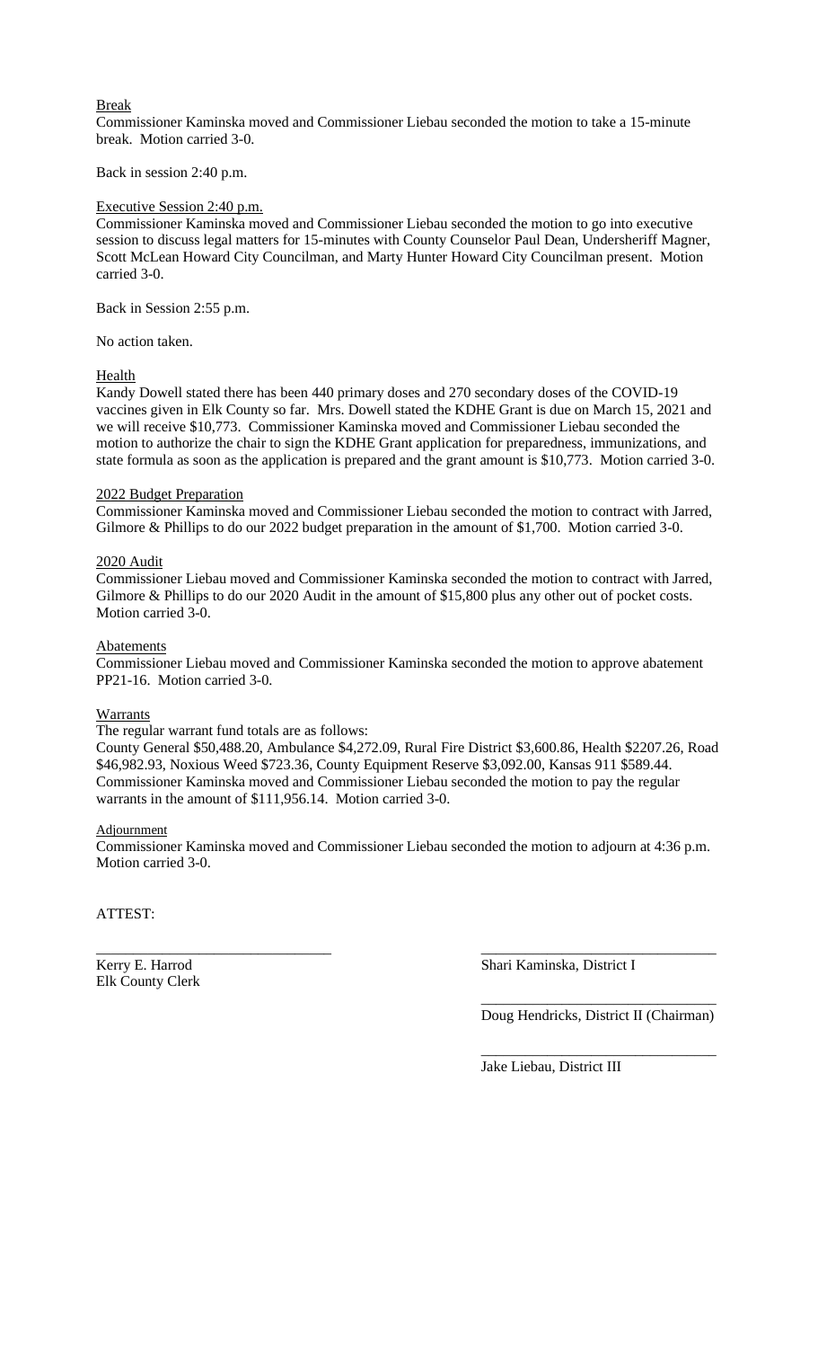Break

Commissioner Kaminska moved and Commissioner Liebau seconded the motion to take a 15-minute break. Motion carried 3-0.

Back in session 2:40 p.m.

Executive Session 2:40 p.m.

Commissioner Kaminska moved and Commissioner Liebau seconded the motion to go into executive session to discuss legal matters for 15-minutes with County Counselor Paul Dean, Undersheriff Magner, Scott McLean Howard City Councilman, and Marty Hunter Howard City Councilman present. Motion carried 3-0.

Back in Session 2:55 p.m.

No action taken.

Health

Kandy Dowell stated there has been 440 primary doses and 270 secondary doses of the COVID-19 vaccines given in Elk County so far. Mrs. Dowell stated the KDHE Grant is due on March 15, 2021 and we will receive $10,773. Commissioner Kaminska moved and Commissioner Liebau seconded the motion to authorize the chair to sign the KDHE Grant application for preparedness, immunizations, and state formula as soon as the application is prepared and the grant amount is $10,773. Motion carried 3-0.

2022 Budget Preparation

Commissioner Kaminska moved and Commissioner Liebau seconded the motion to contract with Jarred, Gilmore & Phillips to do our 2022 budget preparation in the amount of $1,700. Motion carried 3-0.

2020 Audit

Commissioner Liebau moved and Commissioner Kaminska seconded the motion to contract with Jarred, Gilmore & Phillips to do our 2020 Audit in the amount of $15,800 plus any other out of pocket costs. Motion carried 3-0.

Abatements

Commissioner Liebau moved and Commissioner Kaminska seconded the motion to approve abatement PP21-16. Motion carried 3-0.

Warrants

The regular warrant fund totals are as follows:

County General $50,488.20, Ambulance $4,272.09, Rural Fire District $3,600.86, Health $2207.26, Road $46,982.93, Noxious Weed $723.36, County Equipment Reserve $3,092.00, Kansas 911 $589.44. Commissioner Kaminska moved and Commissioner Liebau seconded the motion to pay the regular warrants in the amount of $111,956.14. Motion carried 3-0.

Adjournment

Commissioner Kaminska moved and Commissioner Liebau seconded the motion to adjourn at 4:36 p.m. Motion carried 3-0.

ATTEST:

_______________________________
Kerry E. Harrod
Elk County Clerk

_______________________________
Shari Kaminska, District I

_______________________________
Doug Hendricks, District II (Chairman)

_______________________________
Jake Liebau, District III